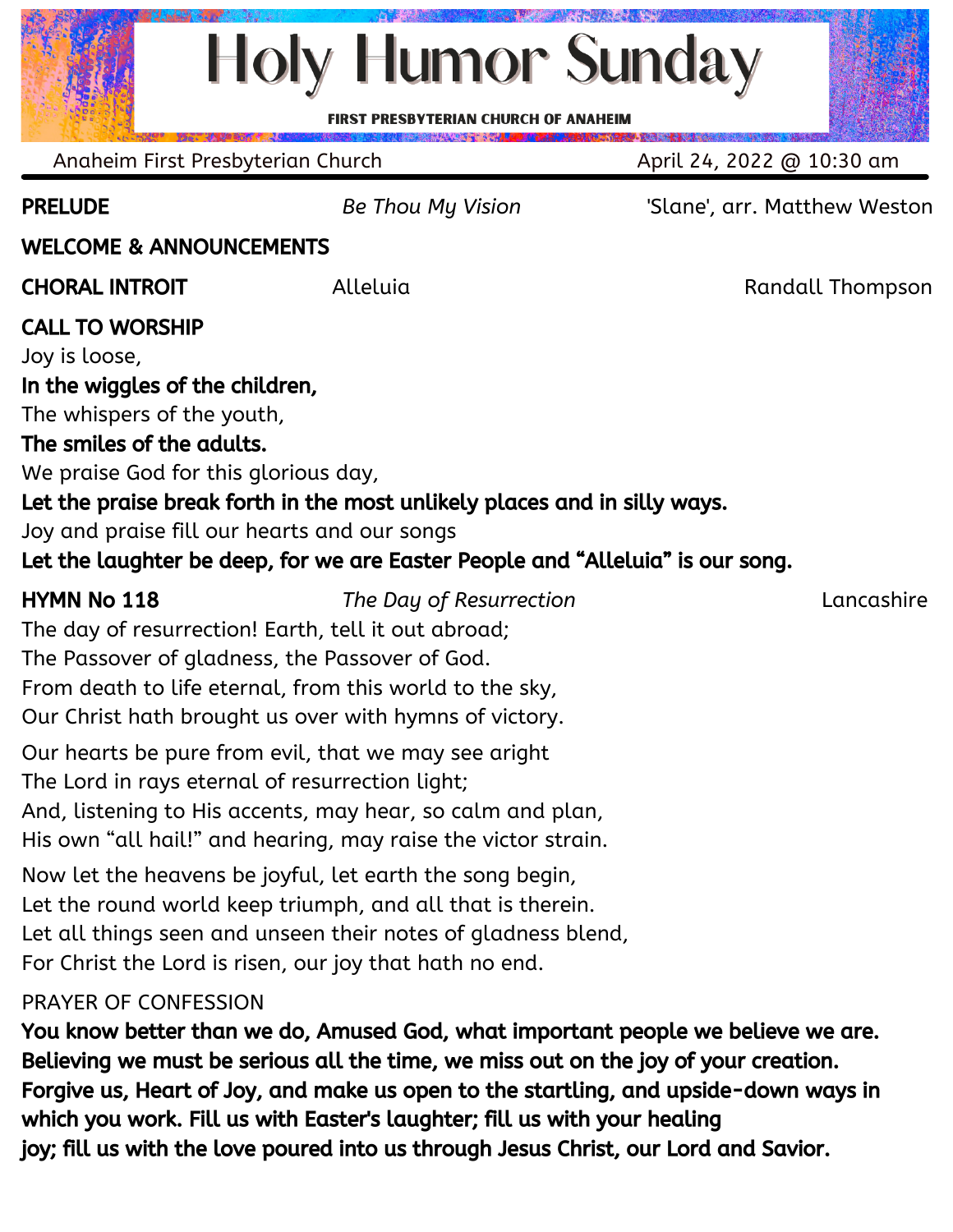# Holy Humor Sunday

**FIRST PRESBYTERIAN CHURCH OF ANAHEIM**

Anaheim First Presbyterian Church — April 24, 2022 @ 10:30 am

**PRELUDE** — *Be Thou My Vision* — 'Slane', arr. Matthew Weston

**WELCOME & ANNOUNCEMENTS**

**CHORAL INTROIT** — Alleluia — Randall Thompson

**CALL TO WORSHIP**

Joy is loose,
**In the wiggles of the children,**
The whispers of the youth,
**The smiles of the adults.**
We praise God for this glorious day,
**Let the praise break forth in the most unlikely places and in silly ways.**
Joy and praise fill our hearts and our songs
**Let the laughter be deep, for we are Easter People and "Alleluia" is our song.**

**HYMN No 118** — *The Day of Resurrection* — Lancashire

The day of resurrection! Earth, tell it out abroad;
The Passover of gladness, the Passover of God.
From death to life eternal, from this world to the sky,
Our Christ hath brought us over with hymns of victory.

Our hearts be pure from evil, that we may see aright
The Lord in rays eternal of resurrection light;
And, listening to His accents, may hear, so calm and plan,
His own "all hail!" and hearing, may raise the victor strain.

Now let the heavens be joyful, let earth the song begin,
Let the round world keep triumph, and all that is therein.
Let all things seen and unseen their notes of gladness blend,
For Christ the Lord is risen, our joy that hath no end.

PRAYER OF CONFESSION

**You know better than we do, Amused God, what important people we believe we are. Believing we must be serious all the time, we miss out on the joy of your creation. Forgive us, Heart of Joy, and make us open to the startling, and upside-down ways in which you work. Fill us with Easter's laughter; fill us with your healing joy; fill us with the love poured into us through Jesus Christ, our Lord and Savior.**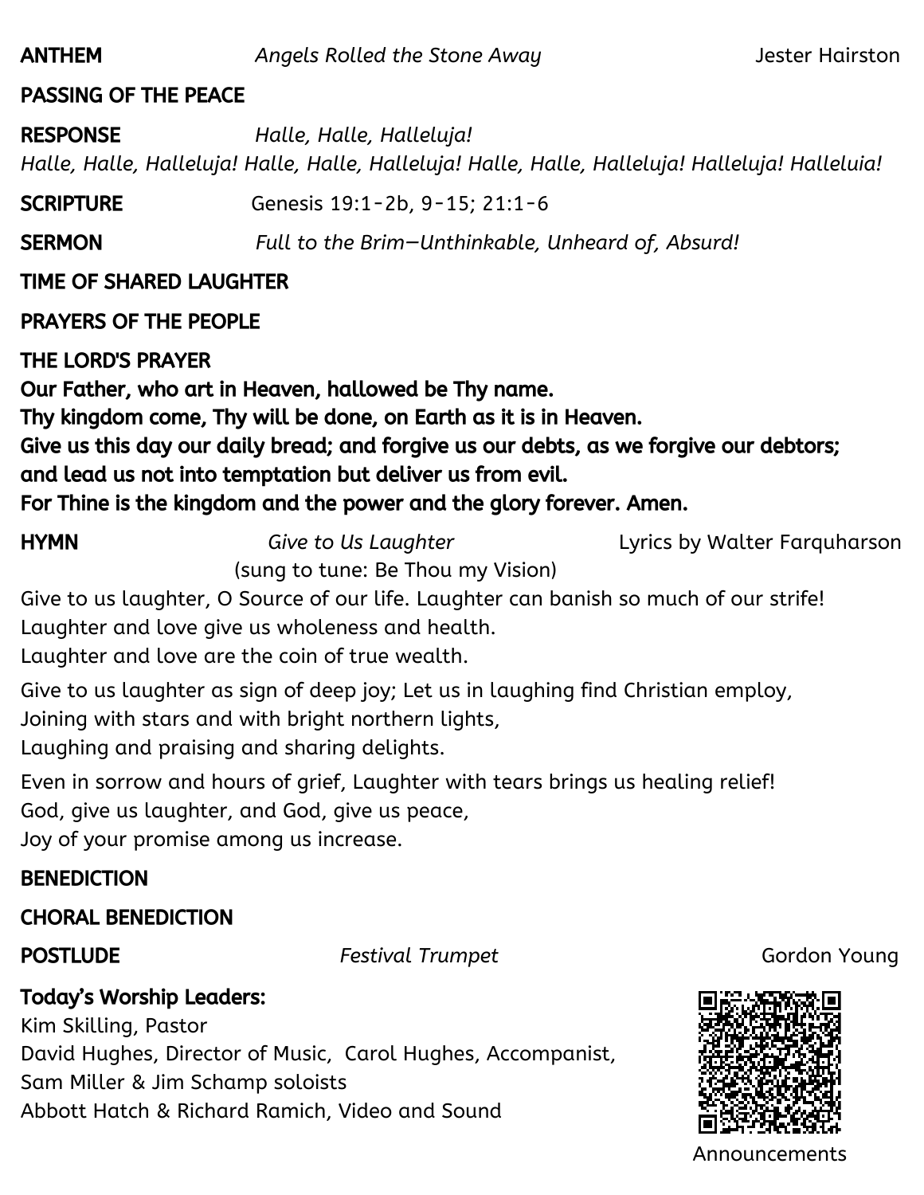**ANTHEM** *Angels Rolled the Stone Away* Jester Hairston

**PASSING OF THE PEACE**

**RESPONSE** *Halle, Halle, Halleluja!*
*Halle, Halle, Halleluja! Halle, Halle, Halleluja! Halle, Halle, Halleluja! Halleluja! Halleluia!*

**SCRIPTURE** Genesis 19:1-2b, 9-15; 21:1-6

**SERMON** *Full to the Brim—Unthinkable, Unheard of, Absurd!*

**TIME OF SHARED LAUGHTER**

**PRAYERS OF THE PEOPLE**

**THE LORD'S PRAYER**
**Our Father, who art in Heaven, hallowed be Thy name.**
**Thy kingdom come, Thy will be done, on Earth as it is in Heaven.**
**Give us this day our daily bread; and forgive us our debts, as we forgive our debtors;**
**and lead us not into temptation but deliver us from evil.**
**For Thine is the kingdom and the power and the glory forever. Amen.**

**HYMN** *Give to Us Laughter* Lyrics by Walter Farquharson
(sung to tune: Be Thou my Vision)

Give to us laughter, O Source of our life. Laughter can banish so much of our strife!
Laughter and love give us wholeness and health.
Laughter and love are the coin of true wealth.

Give to us laughter as sign of deep joy; Let us in laughing find Christian employ,
Joining with stars and with bright northern lights,
Laughing and praising and sharing delights.

Even in sorrow and hours of grief, Laughter with tears brings us healing relief!
God, give us laughter, and God, give us peace,
Joy of your promise among us increase.

**BENEDICTION**

**CHORAL BENEDICTION**

**POSTLUDE** *Festival Trumpet* Gordon Young

**Today's Worship Leaders:**
Kim Skilling, Pastor
David Hughes, Director of Music, Carol Hughes, Accompanist,
Sam Miller & Jim Schamp soloists
Abbott Hatch & Richard Ramich, Video and Sound

Announcements